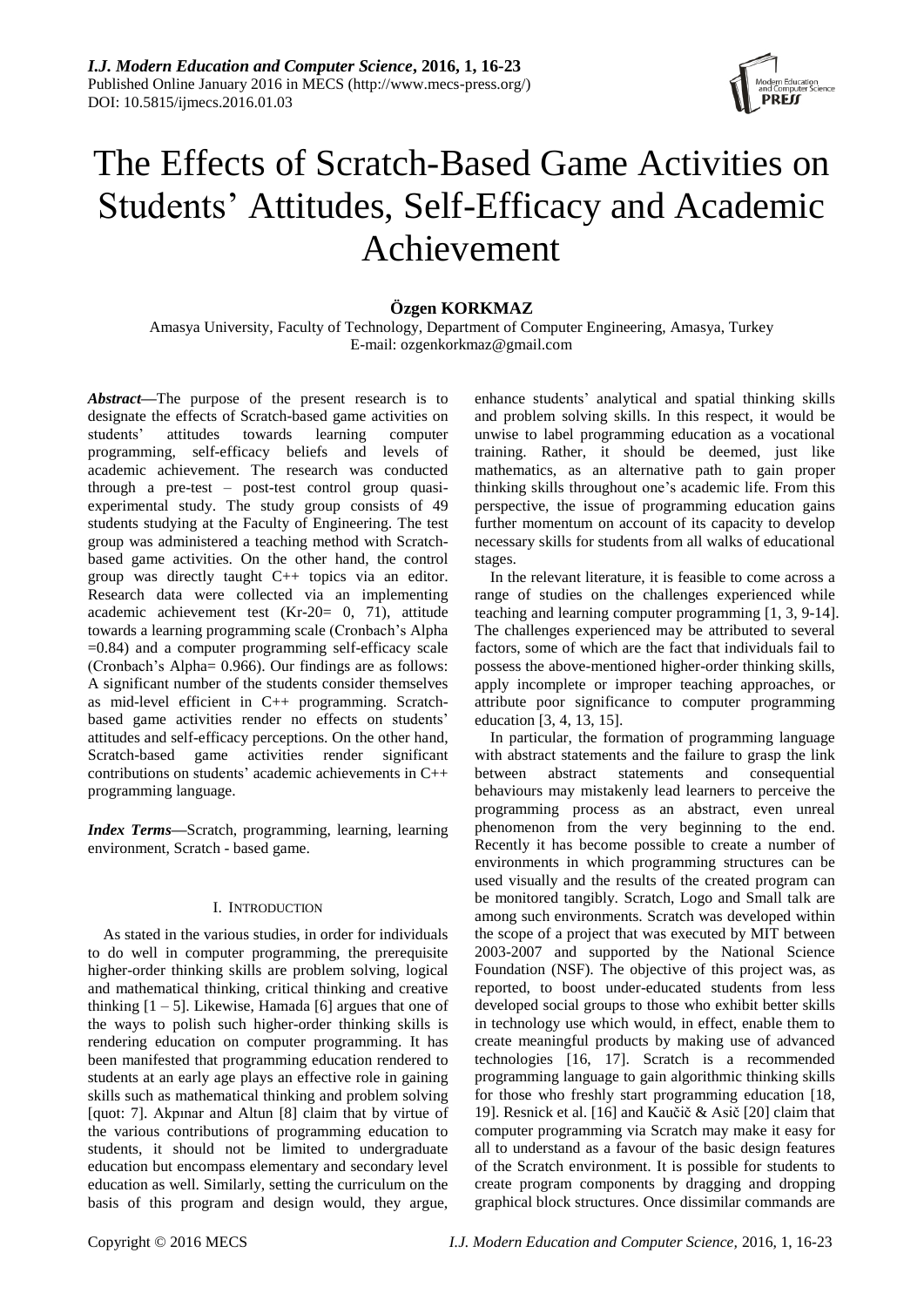# The Effects of Scratch-Based Game Activities on Students' Attitudes, Self-Efficacy and Academic Achievement

**Özgen KORKMAZ**

Amasya University, Faculty of Technology, Department of Computer Engineering, Amasya, Turkey
E-mail: ozgenkorkmaz@gmail.com

***Abstract*—**The purpose of the present research is to designate the effects of Scratch-based game activities on students' attitudes towards learning computer programming, self-efficacy beliefs and levels of academic achievement. The research was conducted through a pre-test – post-test control group quasi-experimental study. The study group consists of 49 students studying at the Faculty of Engineering. The test group was administered a teaching method with Scratch-based game activities. On the other hand, the control group was directly taught C++ topics via an editor. Research data were collected via an implementing academic achievement test (Kr-20= 0, 71), attitude towards a learning programming scale (Cronbach's Alpha =0.84) and a computer programming self-efficacy scale (Cronbach's Alpha= 0.966). Our findings are as follows: A significant number of the students consider themselves as mid-level efficient in C++ programming. Scratch-based game activities render no effects on students' attitudes and self-efficacy perceptions. On the other hand, Scratch-based game activities render significant contributions on students' academic achievements in C++ programming language.

***Index Terms*—**Scratch, programming, learning, learning environment, Scratch - based game.

## I. Introduction

As stated in the various studies, in order for individuals to do well in computer programming, the prerequisite higher-order thinking skills are problem solving, logical and mathematical thinking, critical thinking and creative thinking [1 – 5]. Likewise, Hamada [6] argues that one of the ways to polish such higher-order thinking skills is rendering education on computer programming. It has been manifested that programming education rendered to students at an early age plays an effective role in gaining skills such as mathematical thinking and problem solving [quot: 7]. Akpınar and Altun [8] claim that by virtue of the various contributions of programming education to students, it should not be limited to undergraduate education but encompass elementary and secondary level education as well. Similarly, setting the curriculum on the basis of this program and design would, they argue, enhance students' analytical and spatial thinking skills and problem solving skills. In this respect, it would be unwise to label programming education as a vocational training. Rather, it should be deemed, just like mathematics, as an alternative path to gain proper thinking skills throughout one's academic life. From this perspective, the issue of programming education gains further momentum on account of its capacity to develop necessary skills for students from all walks of educational stages.

In the relevant literature, it is feasible to come across a range of studies on the challenges experienced while teaching and learning computer programming [1, 3, 9-14]. The challenges experienced may be attributed to several factors, some of which are the fact that individuals fail to possess the above-mentioned higher-order thinking skills, apply incomplete or improper teaching approaches, or attribute poor significance to computer programming education [3, 4, 13, 15].

In particular, the formation of programming language with abstract statements and the failure to grasp the link between abstract statements and consequential behaviours may mistakenly lead learners to perceive the programming process as an abstract, even unreal phenomenon from the very beginning to the end. Recently it has become possible to create a number of environments in which programming structures can be used visually and the results of the created program can be monitored tangibly. Scratch, Logo and Small talk are among such environments. Scratch was developed within the scope of a project that was executed by MIT between 2003-2007 and supported by the National Science Foundation (NSF). The objective of this project was, as reported, to boost under-educated students from less developed social groups to those who exhibit better skills in technology use which would, in effect, enable them to create meaningful products by making use of advanced technologies [16, 17]. Scratch is a recommended programming language to gain algorithmic thinking skills for those who freshly start programming education [18, 19]. Resnick et al. [16] and Kaučič & Asič [20] claim that computer programming via Scratch may make it easy for all to understand as a favour of the basic design features of the Scratch environment. It is possible for students to create program components by dragging and dropping graphical block structures. Once dissimilar commands are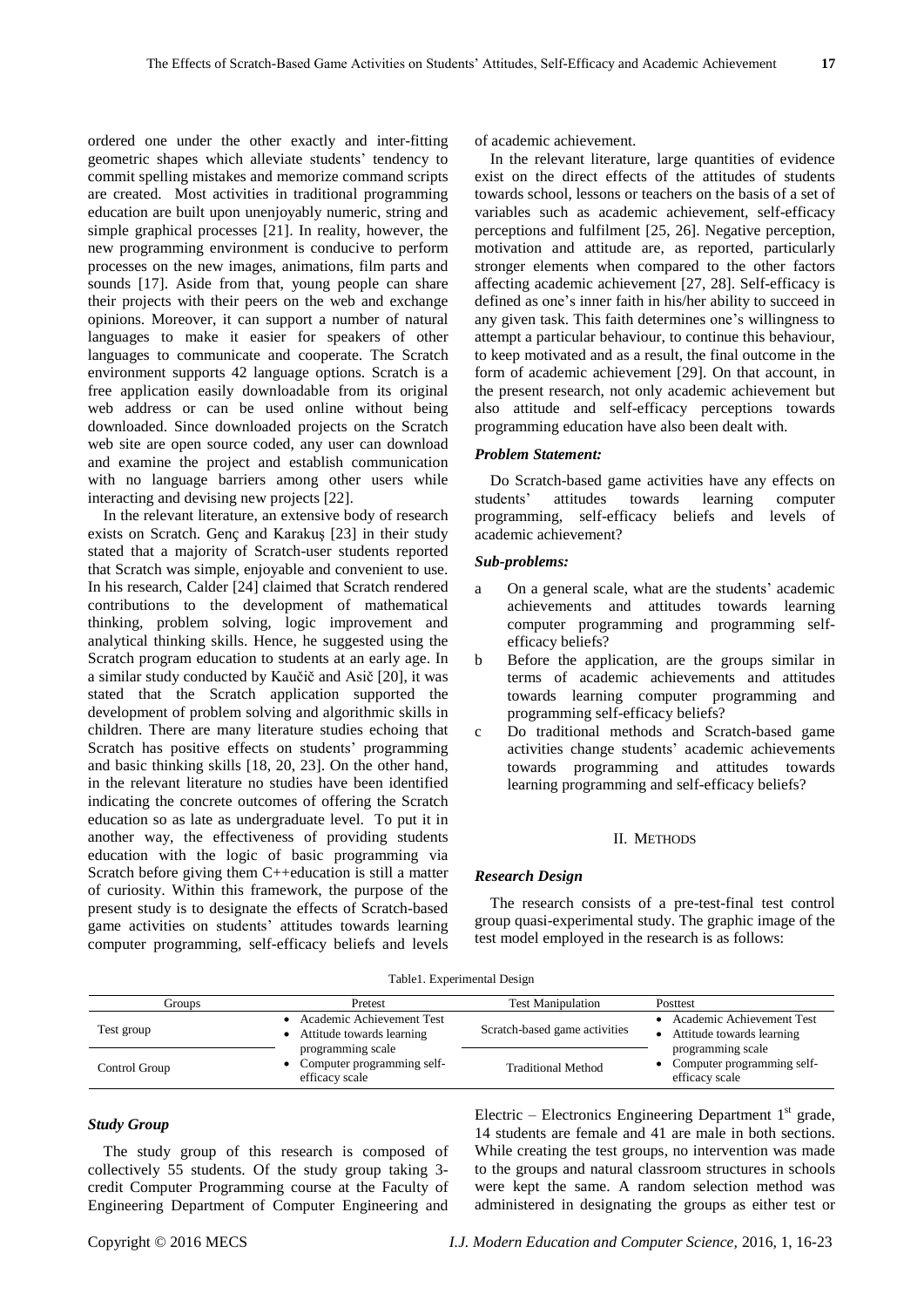ordered one under the other exactly and inter-fitting geometric shapes which alleviate students' tendency to commit spelling mistakes and memorize command scripts are created. Most activities in traditional programming education are built upon unenjoyably numeric, string and simple graphical processes [21]. In reality, however, the new programming environment is conducive to perform processes on the new images, animations, film parts and sounds [17]. Aside from that, young people can share their projects with their peers on the web and exchange opinions. Moreover, it can support a number of natural languages to make it easier for speakers of other languages to communicate and cooperate. The Scratch environment supports 42 language options. Scratch is a free application easily downloadable from its original web address or can be used online without being downloaded. Since downloaded projects on the Scratch web site are open source coded, any user can download and examine the project and establish communication with no language barriers among other users while interacting and devising new projects [22].

In the relevant literature, an extensive body of research exists on Scratch. Genç and Karakuş [23] in their study stated that a majority of Scratch-user students reported that Scratch was simple, enjoyable and convenient to use. In his research, Calder [24] claimed that Scratch rendered contributions to the development of mathematical thinking, problem solving, logic improvement and analytical thinking skills. Hence, he suggested using the Scratch program education to students at an early age. In a similar study conducted by Kaučič and Asič [20], it was stated that the Scratch application supported the development of problem solving and algorithmic skills in children. There are many literature studies echoing that Scratch has positive effects on students' programming and basic thinking skills [18, 20, 23]. On the other hand, in the relevant literature no studies have been identified indicating the concrete outcomes of offering the Scratch education so as late as undergraduate level. To put it in another way, the effectiveness of providing students education with the logic of basic programming via Scratch before giving them C++education is still a matter of curiosity. Within this framework, the purpose of the present study is to designate the effects of Scratch-based game activities on students' attitudes towards learning computer programming, self-efficacy beliefs and levels of academic achievement.

In the relevant literature, large quantities of evidence exist on the direct effects of the attitudes of students towards school, lessons or teachers on the basis of a set of variables such as academic achievement, self-efficacy perceptions and fulfilment [25, 26]. Negative perception, motivation and attitude are, as reported, particularly stronger elements when compared to the other factors affecting academic achievement [27, 28]. Self-efficacy is defined as one's inner faith in his/her ability to succeed in any given task. This faith determines one's willingness to attempt a particular behaviour, to continue this behaviour, to keep motivated and as a result, the final outcome in the form of academic achievement [29]. On that account, in the present research, not only academic achievement but also attitude and self-efficacy perceptions towards programming education have also been dealt with.

***Problem Statement:***

Do Scratch-based game activities have any effects on students' attitudes towards learning computer programming, self-efficacy beliefs and levels of academic achievement?

***Sub-problems:***

a On a general scale, what are the students' academic achievements and attitudes towards learning computer programming and programming self-efficacy beliefs?

b Before the application, are the groups similar in terms of academic achievements and attitudes towards learning computer programming and programming self-efficacy beliefs?

c Do traditional methods and Scratch-based game activities change students' academic achievements towards programming and attitudes towards learning programming and self-efficacy beliefs?

## II. Methods

***Research Design***

The research consists of a pre-test-final test control group quasi-experimental study. The graphic image of the test model employed in the research is as follows:

Table1. Experimental Design

| Groups | Pretest | Test Manipulation | Posttest |
|---|---|---|---|
| Test group | • Academic Achievement Test<br>• Attitude towards learning programming scale<br>• Computer programming self-efficacy scale | Scratch-based game activities | • Academic Achievement Test<br>• Attitude towards learning programming scale<br>• Computer programming self-efficacy scale |
| Control Group | | Traditional Method | |

***Study Group***

The study group of this research is composed of collectively 55 students. Of the study group taking 3-credit Computer Programming course at the Faculty of Engineering Department of Computer Engineering and Electric – Electronics Engineering Department 1st grade, 14 students are female and 41 are male in both sections. While creating the test groups, no intervention was made to the groups and natural classroom structures in schools were kept the same. A random selection method was administered in designating the groups as either test or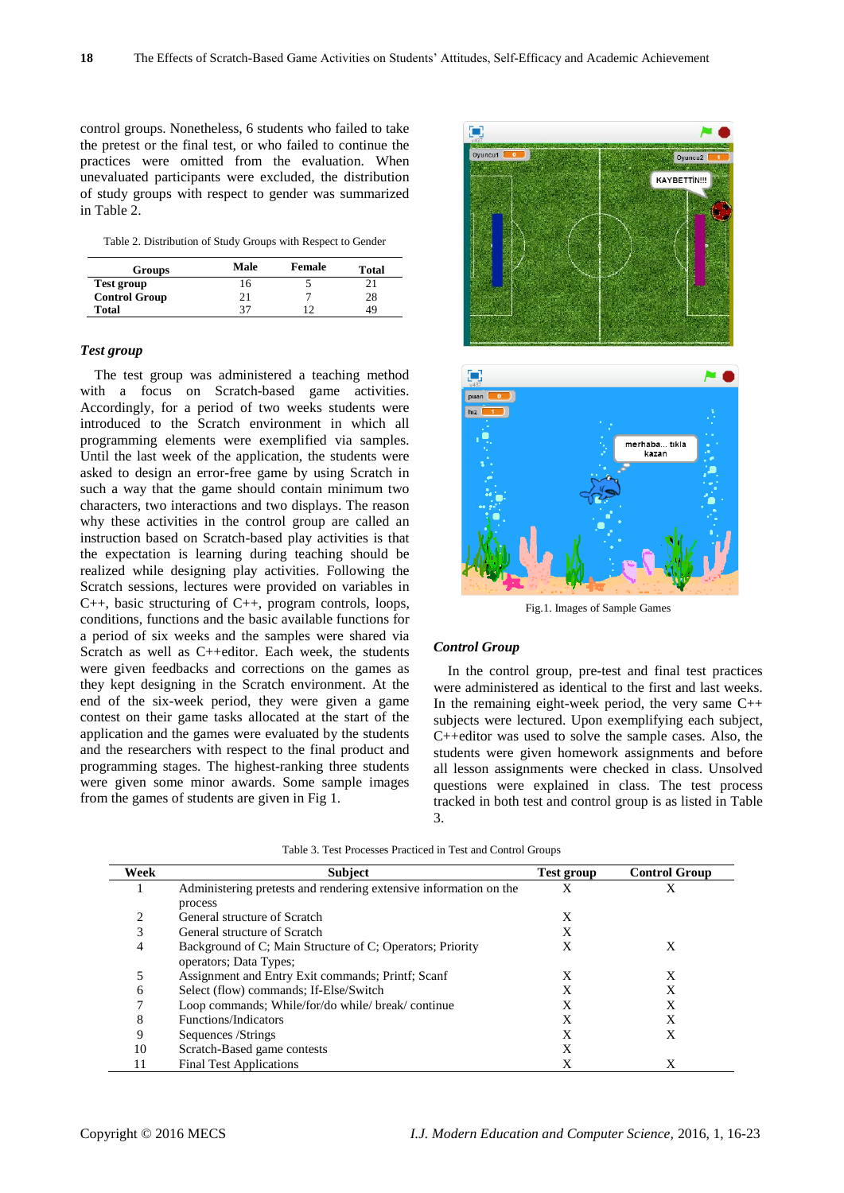control groups. Nonetheless, 6 students who failed to take the pretest or the final test, or who failed to continue the practices were omitted from the evaluation. When unevaluated participants were excluded, the distribution of study groups with respect to gender was summarized in Table 2.

Table 2. Distribution of Study Groups with Respect to Gender

| Groups | Male | Female | Total |
|---|---|---|---|
| **Test group** | 16 | 5 | 21 |
| **Control Group** | 21 | 7 | 28 |
| **Total** | 37 | 12 | 49 |

### *Test group*

The test group was administered a teaching method with a focus on Scratch-based game activities. Accordingly, for a period of two weeks students were introduced to the Scratch environment in which all programming elements were exemplified via samples. Until the last week of the application, the students were asked to design an error-free game by using Scratch in such a way that the game should contain minimum two characters, two interactions and two displays. The reason why these activities in the control group are called an instruction based on Scratch-based play activities is that the expectation is learning during teaching should be realized while designing play activities. Following the Scratch sessions, lectures were provided on variables in C++, basic structuring of C++, program controls, loops, conditions, functions and the basic available functions for a period of six weeks and the samples were shared via Scratch as well as C++editor. Each week, the students were given feedbacks and corrections on the games as they kept designing in the Scratch environment. At the end of the six-week period, they were given a game contest on their game tasks allocated at the start of the application and the games were evaluated by the students and the researchers with respect to the final product and programming stages. The highest-ranking three students were given some minor awards. Some sample images from the games of students are given in Fig 1.

Fig.1. Images of Sample Games

### *Control Group*

In the control group, pre-test and final test practices were administered as identical to the first and last weeks. In the remaining eight-week period, the very same C++ subjects were lectured. Upon exemplifying each subject, C++editor was used to solve the sample cases. Also, the students were given homework assignments and before all lesson assignments were checked in class. Unsolved questions were explained in class. The test process tracked in both test and control group is as listed in Table 3.

Table 3. Test Processes Practiced in Test and Control Groups

| Week | Subject | Test group | Control Group |
|---|---|---|---|
| 1 | Administering pretests and rendering extensive information on the process | X | X |
| 2 | General structure of Scratch | X | |
| 3 | General structure of Scratch | X | |
| 4 | Background of C; Main Structure of C; Operators; Priority operators; Data Types; | X | X |
| 5 | Assignment and Entry Exit commands; Printf; Scanf | X | X |
| 6 | Select (flow) commands; If-Else/Switch | X | X |
| 7 | Loop commands; While/for/do while/ break/ continue | X | X |
| 8 | Functions/Indicators | X | X |
| 9 | Sequences /Strings | X | X |
| 10 | Scratch-Based game contests | X | |
| 11 | Final Test Applications | X | X |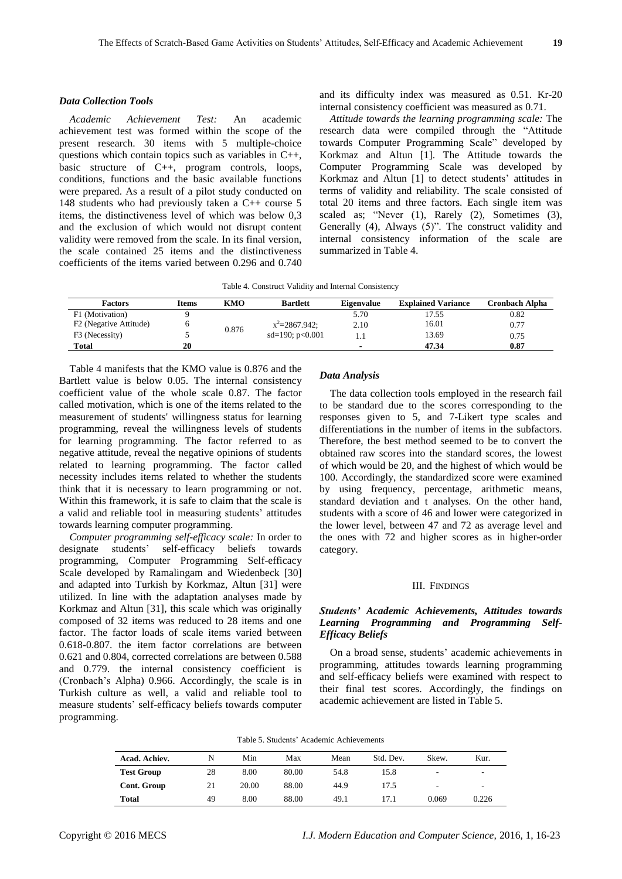### Data Collection Tools

*Academic Achievement Test:* An academic achievement test was formed within the scope of the present research. 30 items with 5 multiple-choice questions which contain topics such as variables in C++, basic structure of C++, program controls, loops, conditions, functions and the basic available functions were prepared. As a result of a pilot study conducted on 148 students who had previously taken a C++ course 5 items, the distinctiveness level of which was below 0,3 and the exclusion of which would not disrupt content validity were removed from the scale. In its final version, the scale contained 25 items and the distinctiveness coefficients of the items varied between 0.296 and 0.740 and its difficulty index was measured as 0.51. Kr-20 internal consistency coefficient was measured as 0.71.

*Attitude towards the learning programming scale:* The research data were compiled through the "Attitude towards Computer Programming Scale" developed by Korkmaz and Altun [1]. The Attitude towards the Computer Programming Scale was developed by Korkmaz and Altun [1] to detect students' attitudes in terms of validity and reliability. The scale consisted of total 20 items and three factors. Each single item was scaled as; "Never (1), Rarely (2), Sometimes (3), Generally (4), Always (5)". The construct validity and internal consistency information of the scale are summarized in Table 4.

Table 4. Construct Validity and Internal Consistency

| Factors | Items | KMO | Bartlett | Eigenvalue | Explained Variance | Cronbach Alpha |
|---|---|---|---|---|---|---|
| F1 (Motivation) | 9 | 0.876 | $x^2$=2867.942; sd=190; p<0.001 | 5.70 | 17.55 | 0.82 |
| F2 (Negative Attitude) | 6 | | | 2.10 | 16.01 | 0.77 |
| F3 (Necessity) | 5 | | | 1.1 | 13.69 | 0.75 |
| **Total** | **20** | | | - | **47.34** | **0.87** |

Table 4 manifests that the KMO value is 0.876 and the Bartlett value is below 0.05. The internal consistency coefficient value of the whole scale 0.87. The factor called motivation, which is one of the items related to the measurement of students' willingness status for learning programming, reveal the willingness levels of students for learning programming. The factor referred to as negative attitude, reveal the negative opinions of students related to learning programming. The factor called necessity includes items related to whether the students think that it is necessary to learn programming or not. Within this framework, it is safe to claim that the scale is a valid and reliable tool in measuring students' attitudes towards learning computer programming.

*Computer programming self-efficacy scale:* In order to designate students' self-efficacy beliefs towards programming, Computer Programming Self-efficacy Scale developed by Ramalingam and Wiedenbeck [30] and adapted into Turkish by Korkmaz, Altun [31] were utilized. In line with the adaptation analyses made by Korkmaz and Altun [31], this scale which was originally composed of 32 items was reduced to 28 items and one factor. The factor loads of scale items varied between 0.618-0.807. the item factor correlations are between 0.621 and 0.804, corrected correlations are between 0.588 and 0.779. the internal consistency coefficient is (Cronbach's Alpha) 0.966. Accordingly, the scale is in Turkish culture as well, a valid and reliable tool to measure students' self-efficacy beliefs towards computer programming.

### Data Analysis

The data collection tools employed in the research fail to be standard due to the scores corresponding to the responses given to 5, and 7-Likert type scales and differentiations in the number of items in the subfactors. Therefore, the best method seemed to be to convert the obtained raw scores into the standard scores, the lowest of which would be 20, and the highest of which would be 100. Accordingly, the standardized score were examined by using frequency, percentage, arithmetic means, standard deviation and t analyses. On the other hand, students with a score of 46 and lower were categorized in the lower level, between 47 and 72 as average level and the ones with 72 and higher scores as in higher-order category.

## III. Findings

### Students' Academic Achievements, Attitudes towards Learning Programming and Programming Self-Efficacy Beliefs

On a broad sense, students' academic achievements in programming, attitudes towards learning programming and self-efficacy beliefs were examined with respect to their final test scores. Accordingly, the findings on academic achievement are listed in Table 5.

Table 5. Students' Academic Achievements

| Acad. Achiev. | N | Min | Max | Mean | Std. Dev. | Skew. | Kur. |
|---|---|---|---|---|---|---|---|
| **Test Group** | 28 | 8.00 | 80.00 | 54.8 | 15.8 | - | - |
| **Cont. Group** | 21 | 20.00 | 88.00 | 44.9 | 17.5 | - | - |
| **Total** | 49 | 8.00 | 88.00 | 49.1 | 17.1 | 0.069 | 0.226 |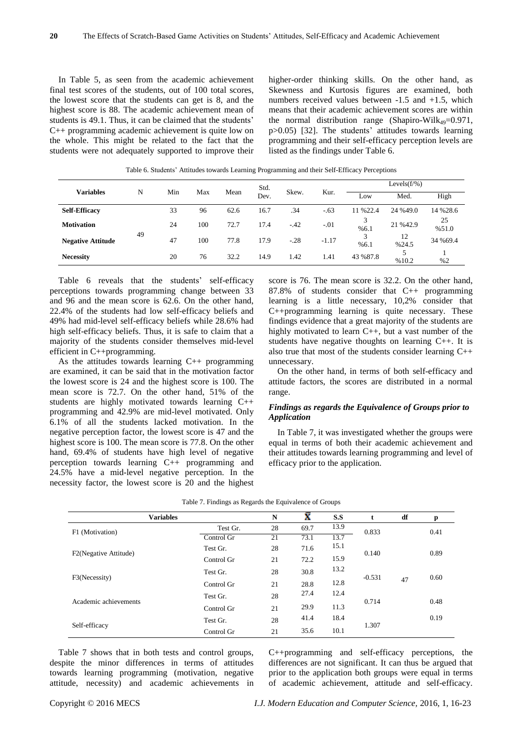In Table 5, as seen from the academic achievement final test scores of the students, out of 100 total scores, the lowest score that the students can get is 8, and the highest score is 88. The academic achievement mean of students is 49.1. Thus, it can be claimed that the students' C++ programming academic achievement is quite low on the whole. This might be related to the fact that the students were not adequately supported to improve their higher-order thinking skills. On the other hand, as Skewness and Kurtosis figures are examined, both numbers received values between -1.5 and +1.5, which means that their academic achievement scores are within the normal distribution range (Shapiro-Wilk$_{49}$=0.971, p>0.05) [32]. The students' attitudes towards learning programming and their self-efficacy perception levels are listed as the findings under Table 6.

Table 6. Students' Attitudes towards Learning Programming and their Self-Efficacy Perceptions

| Variables | N | Min | Max | Mean | Std. Dev. | Skew. | Kur. | Levels(f/%) | | |
|---|---|---|---|---|---|---|---|---|---|---|
| | | | | | | | | Low | Med. | High |
| **Self-Efficacy** | 49 | 33 | 96 | 62.6 | 16.7 | .34 | -.63 | 11 %22.4 | 24 %49.0 | 14 %28.6 |
| **Motivation** | | 24 | 100 | 72.7 | 17.4 | -.42 | -.01 | 3 %6.1 | 21 %42.9 | 25 %51.0 |
| **Negative Attitude** | | 47 | 100 | 77.8 | 17.9 | -.28 | -1.17 | 3 %6.1 | 12 %24.5 | 34 %69.4 |
| **Necessity** | | 20 | 76 | 32.2 | 14.9 | 1.42 | 1.41 | 43 %87.8 | 5 %10.2 | 1 %2 |

Table 6 reveals that the students' self-efficacy perceptions towards programming change between 33 and 96 and the mean score is 62.6. On the other hand, 22.4% of the students had low self-efficacy beliefs and 49% had mid-level self-efficacy beliefs while 28.6% had high self-efficacy beliefs. Thus, it is safe to claim that a majority of the students consider themselves mid-level efficient in C++programming.

As the attitudes towards learning C++ programming are examined, it can be said that in the motivation factor the lowest score is 24 and the highest score is 100. The mean score is 72.7. On the other hand, 51% of the students are highly motivated towards learning C++ programming and 42.9% are mid-level motivated. Only 6.1% of all the students lacked motivation. In the negative perception factor, the lowest score is 47 and the highest score is 100. The mean score is 77.8. On the other hand, 69.4% of students have high level of negative perception towards learning C++ programming and 24.5% have a mid-level negative perception. In the necessity factor, the lowest score is 20 and the highest score is 76. The mean score is 32.2. On the other hand, 87.8% of students consider that C++ programming learning is a little necessary, 10,2% consider that C++programming learning is quite necessary. These findings evidence that a great majority of the students are highly motivated to learn C++, but a vast number of the students have negative thoughts on learning C++. It is also true that most of the students consider learning C++ unnecessary.

On the other hand, in terms of both self-efficacy and attitude factors, the scores are distributed in a normal range.

### *Findings as regards the Equivalence of Groups prior to Application*

In Table 7, it was investigated whether the groups were equal in terms of both their academic achievement and their attitudes towards learning programming and level of efficacy prior to the application.

Table 7. Findings as Regards the Equivalence of Groups

| Variables | | N | $\bar{X}$ | S.S | t | df | p |
|---|---|---|---|---|---|---|---|
| F1 (Motivation) | Test Gr. | 28 | 69.7 | 13.9 | 0.833 | 47 | 0.41 |
| | Control Gr | 21 | 73.1 | 13.7 | | | |
| F2(Negative Attitude) | Test Gr. | 28 | 71.6 | 15.1 | 0.140 | | 0.89 |
| | Control Gr | 21 | 72.2 | 15.9 | | | |
| F3(Necessity) | Test Gr. | 28 | 30.8 | 13.2 | -0.531 | | 0.60 |
| | Control Gr | 21 | 28.8 | 12.8 | | | |
| Academic achievements | Test Gr. | 28 | 27.4 | 12.4 | 0.714 | | 0.48 |
| | Control Gr | 21 | 29.9 | 11.3 | | | |
| Self-efficacy | Test Gr. | 28 | 41.4 | 18.4 | 1.307 | | 0.19 |
| | Control Gr | 21 | 35.6 | 10.1 | | | |

Table 7 shows that in both tests and control groups, despite the minor differences in terms of attitudes towards learning programming (motivation, negative attitude, necessity) and academic achievements in C++programming and self-efficacy perceptions, the differences are not significant. It can thus be argued that prior to the application both groups were equal in terms of academic achievement, attitude and self-efficacy.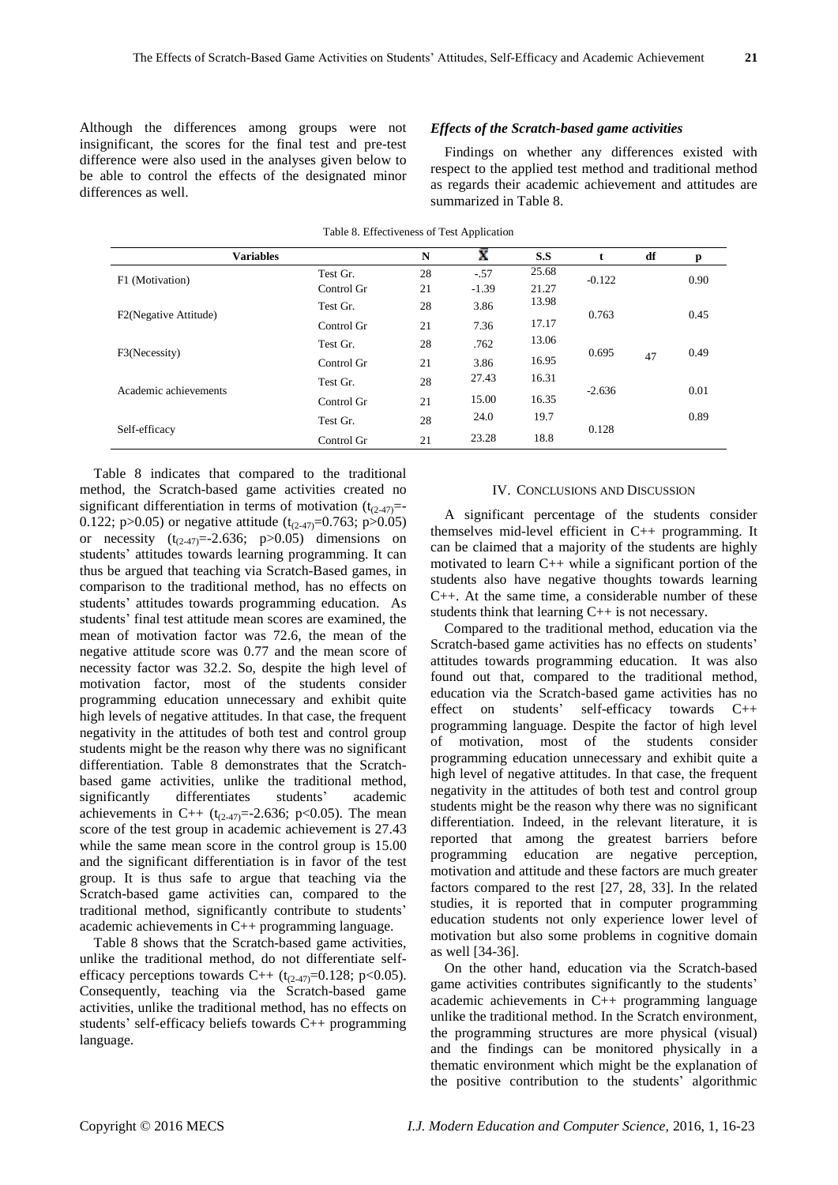Although the differences among groups were not insignificant, the scores for the final test and pre-test difference were also used in the analyses given below to be able to control the effects of the designated minor differences as well.

### *Effects of the Scratch-based game activities*

Findings on whether any differences existed with respect to the applied test method and traditional method as regards their academic achievement and attitudes are summarized in Table 8.

Table 8. Effectiveness of Test Application

| Variables | | N | $\bar{X}$ | S.S | t | df | p |
|---|---|---|---|---|---|---|---|
| F1 (Motivation) | Test Gr. | 28 | -.57 | 25.68 | -0.122 | | 0.90 |
| | Control Gr | 21 | -1.39 | 21.27 | | | |
| F2(Negative Attitude) | Test Gr. | 28 | 3.86 | 13.98 | 0.763 | | 0.45 |
| | Control Gr | 21 | 7.36 | 17.17 | | | |
| F3(Necessity) | Test Gr. | 28 | .762 | 13.06 | 0.695 | 47 | 0.49 |
| | Control Gr | 21 | 3.86 | 16.95 | | | |
| Academic achievements | Test Gr. | 28 | 27.43 | 16.31 | -2.636 | | 0.01 |
| | Control Gr | 21 | 15.00 | 16.35 | | | |
| Self-efficacy | Test Gr. | 28 | 24.0 | 19.7 | 0.128 | | 0.89 |
| | Control Gr | 21 | 23.28 | 18.8 | | | |

Table 8 indicates that compared to the traditional method, the Scratch-based game activities created no significant differentiation in terms of motivation ($t_{(2-47)}$=-0.122; p>0.05) or negative attitude ($t_{(2-47)}$=0.763; p>0.05) or necessity ($t_{(2-47)}$=-2.636; p>0.05) dimensions on students' attitudes towards learning programming. It can thus be argued that teaching via Scratch-Based games, in comparison to the traditional method, has no effects on students' attitudes towards programming education. As students' final test attitude mean scores are examined, the mean of motivation factor was 72.6, the mean of the negative attitude score was 0.77 and the mean score of necessity factor was 32.2. So, despite the high level of motivation factor, most of the students consider programming education unnecessary and exhibit quite high levels of negative attitudes. In that case, the frequent negativity in the attitudes of both test and control group students might be the reason why there was no significant differentiation. Table 8 demonstrates that the Scratch-based game activities, unlike the traditional method, significantly differentiates students' academic achievements in C++ ($t_{(2-47)}$=-2.636; p<0.05). The mean score of the test group in academic achievement is 27.43 while the same mean score in the control group is 15.00 and the significant differentiation is in favor of the test group. It is thus safe to argue that teaching via the Scratch-based game activities can, compared to the traditional method, significantly contribute to students' academic achievements in C++ programming language.

Table 8 shows that the Scratch-based game activities, unlike the traditional method, do not differentiate self-efficacy perceptions towards C++ ($t_{(2-47)}$=0.128; p<0.05). Consequently, teaching via the Scratch-based game activities, unlike the traditional method, has no effects on students' self-efficacy beliefs towards C++ programming language.

## IV. Conclusions and Discussion

A significant percentage of the students consider themselves mid-level efficient in C++ programming. It can be claimed that a majority of the students are highly motivated to learn C++ while a significant portion of the students also have negative thoughts towards learning C++. At the same time, a considerable number of these students think that learning C++ is not necessary.

Compared to the traditional method, education via the Scratch-based game activities has no effects on students' attitudes towards programming education. It was also found out that, compared to the traditional method, education via the Scratch-based game activities has no effect on students' self-efficacy towards C++ programming language. Despite the factor of high level of motivation, most of the students consider programming education unnecessary and exhibit quite a high level of negative attitudes. In that case, the frequent negativity in the attitudes of both test and control group students might be the reason why there was no significant differentiation. Indeed, in the relevant literature, it is reported that among the greatest barriers before programming education are negative perception, motivation and attitude and these factors are much greater factors compared to the rest [27, 28, 33]. In the related studies, it is reported that in computer programming education students not only experience lower level of motivation but also some problems in cognitive domain as well [34-36].

On the other hand, education via the Scratch-based game activities contributes significantly to the students' academic achievements in C++ programming language unlike the traditional method. In the Scratch environment, the programming structures are more physical (visual) and the findings can be monitored physically in a thematic environment which might be the explanation of the positive contribution to the students' algorithmic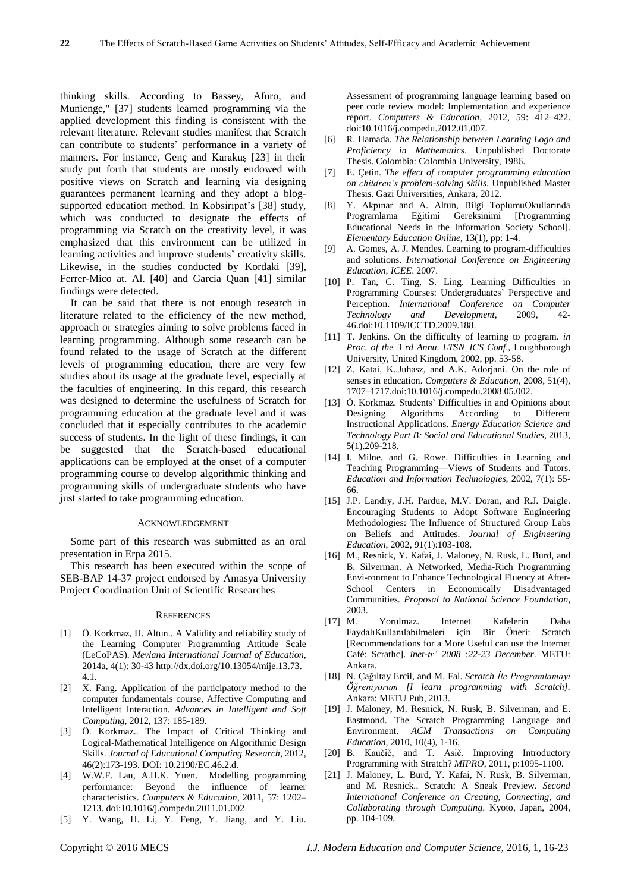thinking skills. According to Bassey, Afuro, and Munienge," [37] students learned programming via the applied development this finding is consistent with the relevant literature. Relevant studies manifest that Scratch can contribute to students' performance in a variety of manners. For instance, Genç and Karakuş [23] in their study put forth that students are mostly endowed with positive views on Scratch and learning via designing guarantees permanent learning and they adopt a blog-supported education method. In Kobsiripat's [38] study, which was conducted to designate the effects of programming via Scratch on the creativity level, it was emphasized that this environment can be utilized in learning activities and improve students' creativity skills. Likewise, in the studies conducted by Kordaki [39], Ferrer-Mico at. Al. [40] and Garcia Quan [41] similar findings were detected.

It can be said that there is not enough research in literature related to the efficiency of the new method, approach or strategies aiming to solve problems faced in learning programming. Although some research can be found related to the usage of Scratch at the different levels of programming education, there are very few studies about its usage at the graduate level, especially at the faculties of engineering. In this regard, this research was designed to determine the usefulness of Scratch for programming education at the graduate level and it was concluded that it especially contributes to the academic success of students. In the light of these findings, it can be suggested that the Scratch-based educational applications can be employed at the onset of a computer programming course to develop algorithmic thinking and programming skills of undergraduate students who have just started to take programming education.

## Acknowledgement

Some part of this research was submitted as an oral presentation in Erpa 2015.

This research has been executed within the scope of SEB-BAP 14-37 project endorsed by Amasya University Project Coordination Unit of Scientific Researches

## References

[1] Ö. Korkmaz, H. Altun.. A Validity and reliability study of the Learning Computer Programming Attitude Scale (LeCoPAS). *Mevlana International Journal of Education*, 2014a, 4(1): 30-43 http://dx.doi.org/10.13054/mije.13.73.4.1.

[2] X. Fang. Application of the participatory method to the computer fundamentals course, Affective Computing and Intelligent Interaction. *Advances in Intelligent and Soft Computing*, 2012, 137: 185-189.

[3] Ö. Korkmaz.. The Impact of Critical Thinking and Logical-Mathematical Intelligence on Algorithmic Design Skills. *Journal of Educational Computing Research*, 2012, 46(2):173-193. DOI: 10.2190/EC.46.2.d.

[4] W.W.F. Lau, A.H.K. Yuen. Modelling programming performance: Beyond the influence of learner characteristics. *Computers & Education*, 2011, 57: 1202–1213. doi:10.1016/j.compedu.2011.01.002

[5] Y. Wang, H. Li, Y. Feng, Y. Jiang, and Y. Liu. Assessment of programming language learning based on peer code review model: Implementation and experience report. *Computers & Education*, 2012, 59: 412–422. doi:10.1016/j.compedu.2012.01.007.

[6] R. Hamada. *The Relationship between Learning Logo and Proficiency in Mathematics*. Unpublished Doctorate Thesis. Colombia: Colombia University, 1986.

[7] E. Çetin. *The effect of computer programming education on children's problem-solving skills*. Unpublished Master Thesis. Gazi Universities, Ankara, 2012.

[8] Y. Akpınar and A. Altun, Bilgi ToplumuOkullarında Programlama Eğitimi Gereksinimi [Programming Educational Needs in the Information Society School]. *Elementary Education Online*, 13(1), pp: 1-4.

[9] A. Gomes, A. J. Mendes. Learning to program-difficulties and solutions. *International Conference on Engineering Education, ICEE*. 2007.

[10] P. Tan, C. Ting, S. Ling. Learning Difficulties in Programming Courses: Undergraduates' Perspective and Perception. *International Conference on Computer Technology and Development*, 2009, 42-46.doi:10.1109/ICCTD.2009.188.

[11] T. Jenkins. On the difficulty of learning to program. *in Proc. of the 3 rd Annu. LTSN_ICS Conf*., Loughborough University, United Kingdom, 2002, pp. 53-58.

[12] Z. Katai, K..Juhasz, and A.K. Adorjani. On the role of senses in education. *Computers & Education*, 2008, 51(4), 1707–1717.doi:10.1016/j.compedu.2008.05.002.

[13] Ö. Korkmaz. Students' Difficulties in and Opinions about Designing Algorithms According to Different Instructional Applications. *Energy Education Science and Technology Part B: Social and Educational Studies*, 2013, 5(1).209-218.

[14] I. Milne, and G. Rowe. Difficulties in Learning and Teaching Programming—Views of Students and Tutors. *Education and Information Technologies*, 2002, 7(1): 55-66.

[15] J.P. Landry, J.H. Pardue, M.V. Doran, and R.J. Daigle. Encouraging Students to Adopt Software Engineering Methodologies: The Influence of Structured Group Labs on Beliefs and Attitudes. *Journal of Engineering Education*, 2002, 91(1):103-108.

[16] M., Resnick, Y. Kafai, J. Maloney, N. Rusk, L. Burd, and B. Silverman. A Networked, Media-Rich Programming Envi-ronment to Enhance Technological Fluency at After-School Centers in Economically Disadvantaged Communities. *Proposal to National Science Foundation*, 2003.

[17] M. Yorulmaz. Internet Kafelerin Daha FaydalıKullanılabilmeleri için Bir Öneri: Scratch [Recommendations for a More Useful can use the Internet Café: Scrathc]. *inet-tr' 2008 :22-23 December*. METU: Ankara.

[18] N. Çağıltay Ercil, and M. Fal. *Scratch İle Programlamayı Öğreniyorum [I learn programming with Scratch]*. Ankara: METU Pub, 2013.

[19] J. Maloney, M. Resnick, N. Rusk, B. Silverman, and E. Eastmond. The Scratch Programming Language and Environment. *ACM Transactions on Computing Education*, 2010, 10(4), 1-16.

[20] B. Kaučič, and T. Asič. Improving Introductory Programming with Stratch? *MIPRO*, 2011, p:1095-1100.

[21] J. Maloney, L. Burd, Y. Kafai, N. Rusk, B. Silverman, and M. Resnick.. Scratch: A Sneak Preview. *Second International Conference on Creating, Connecting, and Collaborating through Computing*. Kyoto, Japan, 2004, pp. 104-109.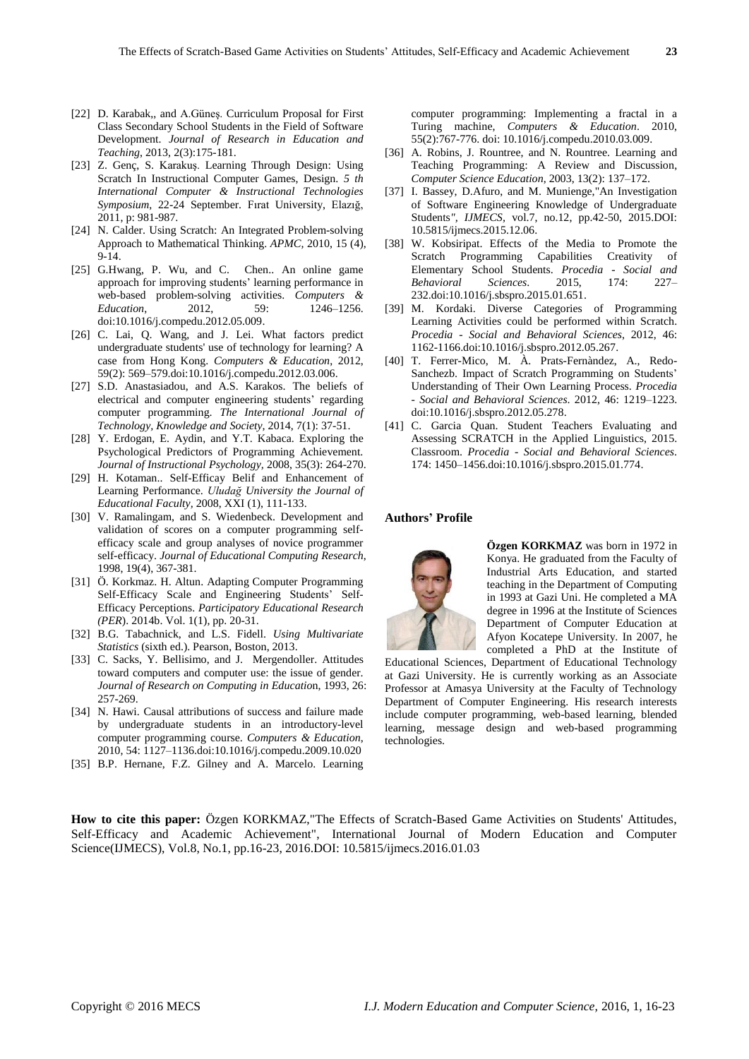[22] D. Karabak,, and A.Güneş. Curriculum Proposal for First Class Secondary School Students in the Field of Software Development. *Journal of Research in Education and Teaching*, 2013, 2(3):175-181.

[23] Z. Genç, S. Karakuş. Learning Through Design: Using Scratch In Instructional Computer Games, Design. *5 th International Computer & Instructional Technologies Symposium*, 22-24 September. Fırat University, Elazığ, 2011, p: 981-987.

[24] N. Calder. Using Scratch: An Integrated Problem-solving Approach to Mathematical Thinking. *APMC*, 2010, 15 (4), 9-14.

[25] G.Hwang, P. Wu, and C. Chen.. An online game approach for improving students' learning performance in web-based problem-solving activities. *Computers & Education*, 2012, 59: 1246–1256. doi:10.1016/j.compedu.2012.05.009.

[26] C. Lai, Q. Wang, and J. Lei. What factors predict undergraduate students' use of technology for learning? A case from Hong Kong. *Computers & Education*, 2012, 59(2): 569–579.doi:10.1016/j.compedu.2012.03.006.

[27] S.D. Anastasiadou, and A.S. Karakos. The beliefs of electrical and computer engineering students' regarding computer programming. *The International Journal of Technology, Knowledge and Society,* 2014, 7(1): 37-51.

[28] Y. Erdogan, E. Aydin, and Y.T. Kabaca. Exploring the Psychological Predictors of Programming Achievement. *Journal of Instructional Psychology,* 2008, 35(3): 264-270.

[29] H. Kotaman.. Self-Efficay Belif and Enhancement of Learning Performance. *Uludağ University the Journal of Educational Faculty,* 2008, XXI (1), 111-133.

[30] V. Ramalingam, and S. Wiedenbeck. Development and validation of scores on a computer programming self-efficacy scale and group analyses of novice programmer self-efficacy. *Journal of Educational Computing Research*, 1998, 19(4), 367-381.

[31] Ö. Korkmaz. H. Altun. Adapting Computer Programming Self-Efficacy Scale and Engineering Students' Self-Efficacy Perceptions. *Participatory Educational Research (PER*). 2014b. Vol. 1(1), pp. 20-31.

[32] B.G. Tabachnick, and L.S. Fidell. *Using Multivariate Statistics* (sixth ed.). Pearson, Boston, 2013.

[33] C. Sacks, Y. Bellisimo, and J. Mergendoller. Attitudes toward computers and computer use: the issue of gender. *Journal of Research on Computing in Educatio*n, 1993, 26: 257-269.

[34] N. Hawi. Causal attributions of success and failure made by undergraduate students in an introductory-level computer programming course. *Computers & Education*, 2010, 54: 1127–1136.doi:10.1016/j.compedu.2009.10.020

[35] B.P. Hernane, F.Z. Gilney and A. Marcelo. Learning computer programming: Implementing a fractal in a Turing machine, *Computers & Education*. 2010, 55(2):767-776. doi: 10.1016/j.compedu.2010.03.009.

[36] A. Robins, J. Rountree, and N. Rountree. Learning and Teaching Programming: A Review and Discussion, *Computer Science Education*, 2003, 13(2): 137–172.

[37] I. Bassey, D.Afuro, and M. Munienge,"An Investigation of Software Engineering Knowledge of Undergraduate Students*", IJMECS*, vol.7, no.12, pp.42-50, 2015.DOI: 10.5815/ijmecs.2015.12.06.

[38] W. Kobsiripat. Effects of the Media to Promote the Scratch Programming Capabilities Creativity of Elementary School Students. *Procedia - Social and Behavioral Sciences*. 2015, 174: 227–232.doi:10.1016/j.sbspro.2015.01.651.

[39] M. Kordaki. Diverse Categories of Programming Learning Activities could be performed within Scratch. *Procedia - Social and Behavioral Sciences*, 2012, 46: 1162-1166.doi:10.1016/j.sbspro.2012.05.267.

[40] T. Ferrer-Mico, M. À. Prats-Fernàndez, A., Redo-Sanchezb. Impact of Scratch Programming on Students' Understanding of Their Own Learning Process. *Procedia - Social and Behavioral Sciences*. 2012, 46: 1219–1223. doi:10.1016/j.sbspro.2012.05.278.

[41] C. Garcia Quan. Student Teachers Evaluating and Assessing SCRATCH in the Applied Linguistics, 2015. Classroom. *Procedia - Social and Behavioral Sciences*. 174: 1450–1456.doi:10.1016/j.sbspro.2015.01.774.

## Authors' Profile

**Özgen KORKMAZ** was born in 1972 in Konya. He graduated from the Faculty of Industrial Arts Education, and started teaching in the Department of Computing in 1993 at Gazi Uni. He completed a MA degree in 1996 at the Institute of Sciences Department of Computer Education at Afyon Kocatepe University. In 2007, he completed a PhD at the Institute of Educational Sciences, Department of Educational Technology at Gazi University. He is currently working as an Associate Professor at Amasya University at the Faculty of Technology Department of Computer Engineering. His research interests include computer programming, web-based learning, blended learning, message design and web-based programming technologies.

**How to cite this paper:** Özgen KORKMAZ,"The Effects of Scratch-Based Game Activities on Students' Attitudes, Self-Efficacy and Academic Achievement", International Journal of Modern Education and Computer Science(IJMECS), Vol.8, No.1, pp.16-23, 2016.DOI: 10.5815/ijmecs.2016.01.03